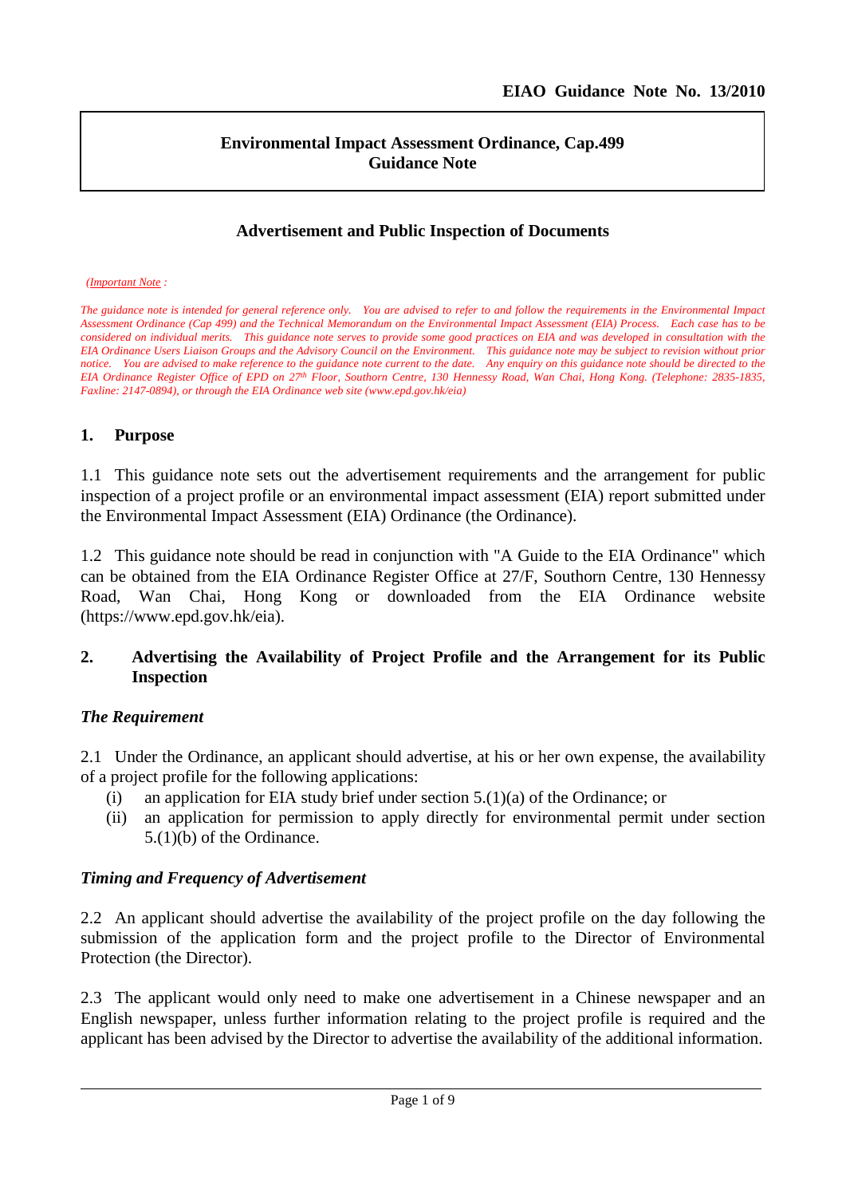EIAO Guidance Note No. 13/2010

**Environmental Impact Assessment Ordinance, Cap.499**
**Guidance Note**

## Advertisement and Public Inspection of Documents

*(Important Note :*

*The guidance note is intended for general reference only. You are advised to refer to and follow the requirements in the Environmental Impact Assessment Ordinance (Cap 499) and the Technical Memorandum on the Environmental Impact Assessment (EIA) Process. Each case has to be considered on individual merits. This guidance note serves to provide some good practices on EIA and was developed in consultation with the EIA Ordinance Users Liaison Groups and the Advisory Council on the Environment. This guidance note may be subject to revision without prior notice. You are advised to make reference to the guidance note current to the date. Any enquiry on this guidance note should be directed to the EIA Ordinance Register Office of EPD on 27th Floor, Southorn Centre, 130 Hennessy Road, Wan Chai, Hong Kong. (Telephone: 2835-1835, Faxline: 2147-0894), or through the EIA Ordinance web site (www.epd.gov.hk/eia)*

### 1. Purpose

1.1 This guidance note sets out the advertisement requirements and the arrangement for public inspection of a project profile or an environmental impact assessment (EIA) report submitted under the Environmental Impact Assessment (EIA) Ordinance (the Ordinance).

1.2 This guidance note should be read in conjunction with "A Guide to the EIA Ordinance" which can be obtained from the EIA Ordinance Register Office at 27/F, Southorn Centre, 130 Hennessy Road, Wan Chai, Hong Kong or downloaded from the EIA Ordinance website (https://www.epd.gov.hk/eia).

### 2. Advertising the Availability of Project Profile and the Arrangement for its Public Inspection

#### *The Requirement*

2.1 Under the Ordinance, an applicant should advertise, at his or her own expense, the availability of a project profile for the following applications:

(i) an application for EIA study brief under section 5.(1)(a) of the Ordinance; or

(ii) an application for permission to apply directly for environmental permit under section 5.(1)(b) of the Ordinance.

#### *Timing and Frequency of Advertisement*

2.2 An applicant should advertise the availability of the project profile on the day following the submission of the application form and the project profile to the Director of Environmental Protection (the Director).

2.3 The applicant would only need to make one advertisement in a Chinese newspaper and an English newspaper, unless further information relating to the project profile is required and the applicant has been advised by the Director to advertise the availability of the additional information.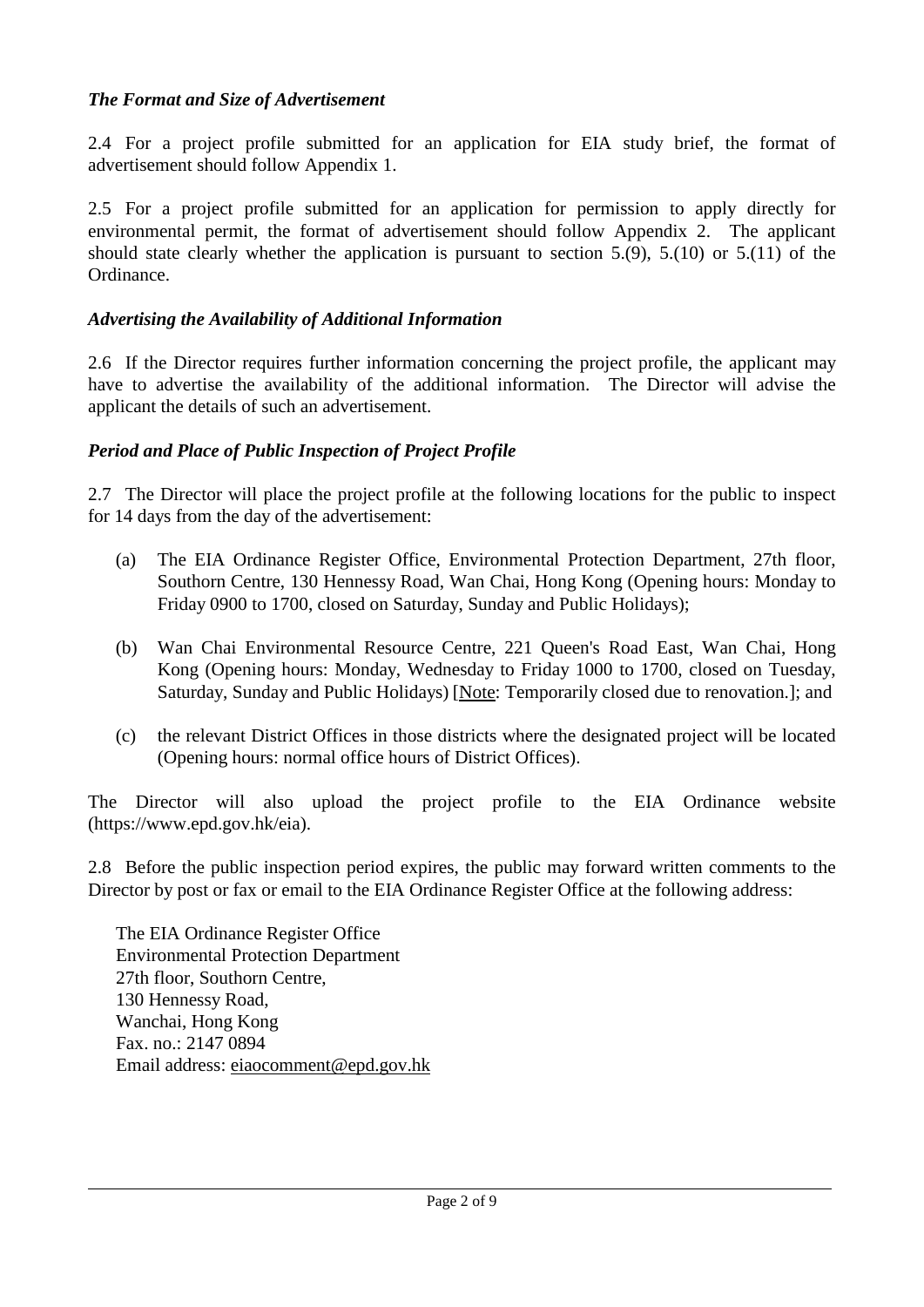### *The Format and Size of Advertisement*

2.4 For a project profile submitted for an application for EIA study brief, the format of advertisement should follow Appendix 1.

2.5 For a project profile submitted for an application for permission to apply directly for environmental permit, the format of advertisement should follow Appendix 2. The applicant should state clearly whether the application is pursuant to section 5.(9), 5.(10) or 5.(11) of the Ordinance.

### *Advertising the Availability of Additional Information*

2.6 If the Director requires further information concerning the project profile, the applicant may have to advertise the availability of the additional information. The Director will advise the applicant the details of such an advertisement.

### *Period and Place of Public Inspection of Project Profile*

2.7 The Director will place the project profile at the following locations for the public to inspect for 14 days from the day of the advertisement:

(a) The EIA Ordinance Register Office, Environmental Protection Department, 27th floor, Southorn Centre, 130 Hennessy Road, Wan Chai, Hong Kong (Opening hours: Monday to Friday 0900 to 1700, closed on Saturday, Sunday and Public Holidays);

(b) Wan Chai Environmental Resource Centre, 221 Queen's Road East, Wan Chai, Hong Kong (Opening hours: Monday, Wednesday to Friday 1000 to 1700, closed on Tuesday, Saturday, Sunday and Public Holidays) [Note: Temporarily closed due to renovation.]; and

(c) the relevant District Offices in those districts where the designated project will be located (Opening hours: normal office hours of District Offices).

The Director will also upload the project profile to the EIA Ordinance website (https://www.epd.gov.hk/eia).

2.8 Before the public inspection period expires, the public may forward written comments to the Director by post or fax or email to the EIA Ordinance Register Office at the following address:

The EIA Ordinance Register Office  
Environmental Protection Department  
27th floor, Southorn Centre,  
130 Hennessy Road,  
Wanchai, Hong Kong  
Fax. no.: 2147 0894  
Email address: eiaocomment@epd.gov.hk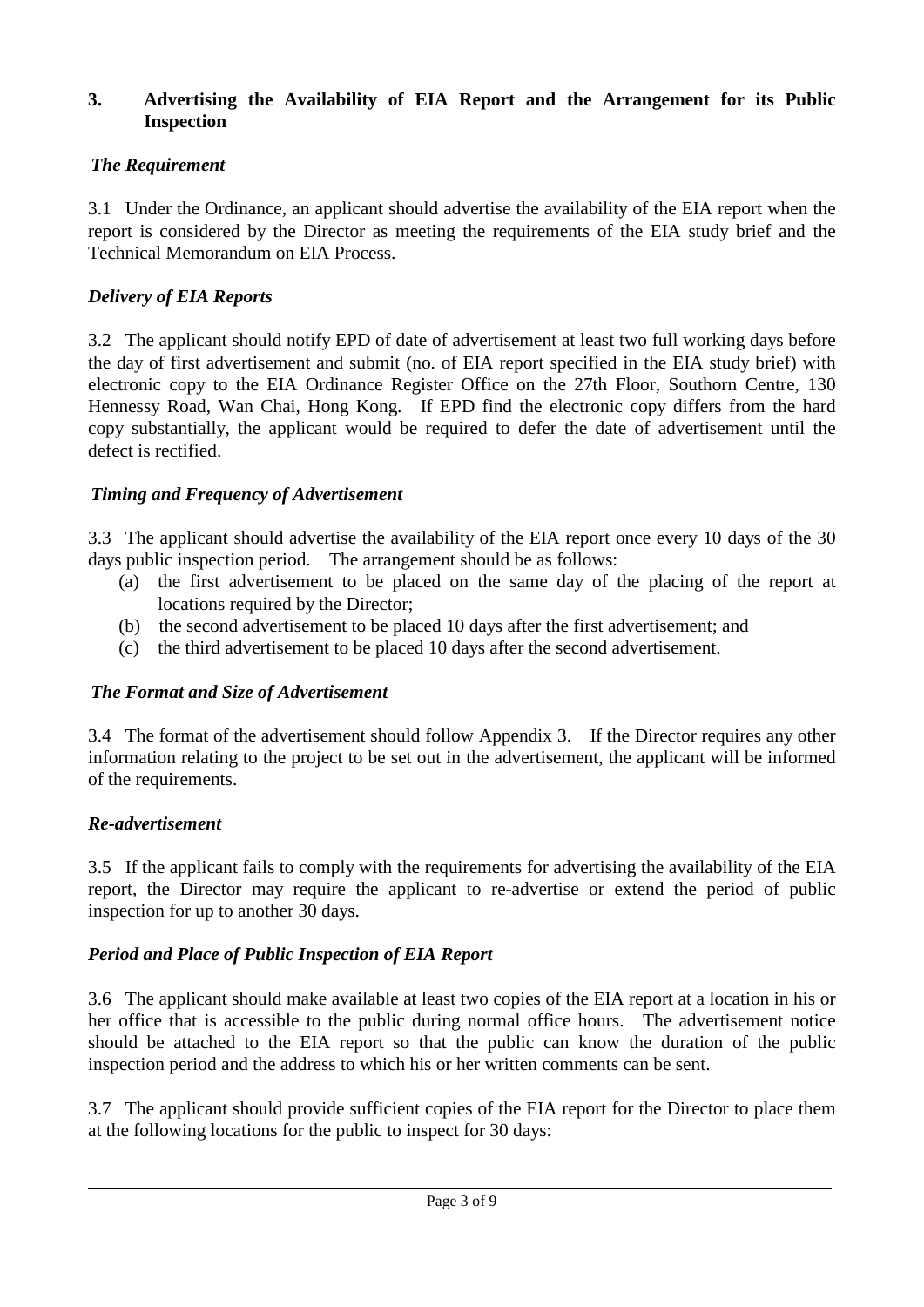## 3. Advertising the Availability of EIA Report and the Arrangement for its Public Inspection

***The Requirement***

3.1 Under the Ordinance, an applicant should advertise the availability of the EIA report when the report is considered by the Director as meeting the requirements of the EIA study brief and the Technical Memorandum on EIA Process.

***Delivery of EIA Reports***

3.2 The applicant should notify EPD of date of advertisement at least two full working days before the day of first advertisement and submit (no. of EIA report specified in the EIA study brief) with electronic copy to the EIA Ordinance Register Office on the 27th Floor, Southorn Centre, 130 Hennessy Road, Wan Chai, Hong Kong. If EPD find the electronic copy differs from the hard copy substantially, the applicant would be required to defer the date of advertisement until the defect is rectified.

***Timing and Frequency of Advertisement***

3.3 The applicant should advertise the availability of the EIA report once every 10 days of the 30 days public inspection period. The arrangement should be as follows:

(a) the first advertisement to be placed on the same day of the placing of the report at locations required by the Director;

(b) the second advertisement to be placed 10 days after the first advertisement; and

(c) the third advertisement to be placed 10 days after the second advertisement.

***The Format and Size of Advertisement***

3.4 The format of the advertisement should follow Appendix 3. If the Director requires any other information relating to the project to be set out in the advertisement, the applicant will be informed of the requirements.

***Re-advertisement***

3.5 If the applicant fails to comply with the requirements for advertising the availability of the EIA report, the Director may require the applicant to re-advertise or extend the period of public inspection for up to another 30 days.

***Period and Place of Public Inspection of EIA Report***

3.6 The applicant should make available at least two copies of the EIA report at a location in his or her office that is accessible to the public during normal office hours. The advertisement notice should be attached to the EIA report so that the public can know the duration of the public inspection period and the address to which his or her written comments can be sent.

3.7 The applicant should provide sufficient copies of the EIA report for the Director to place them at the following locations for the public to inspect for 30 days: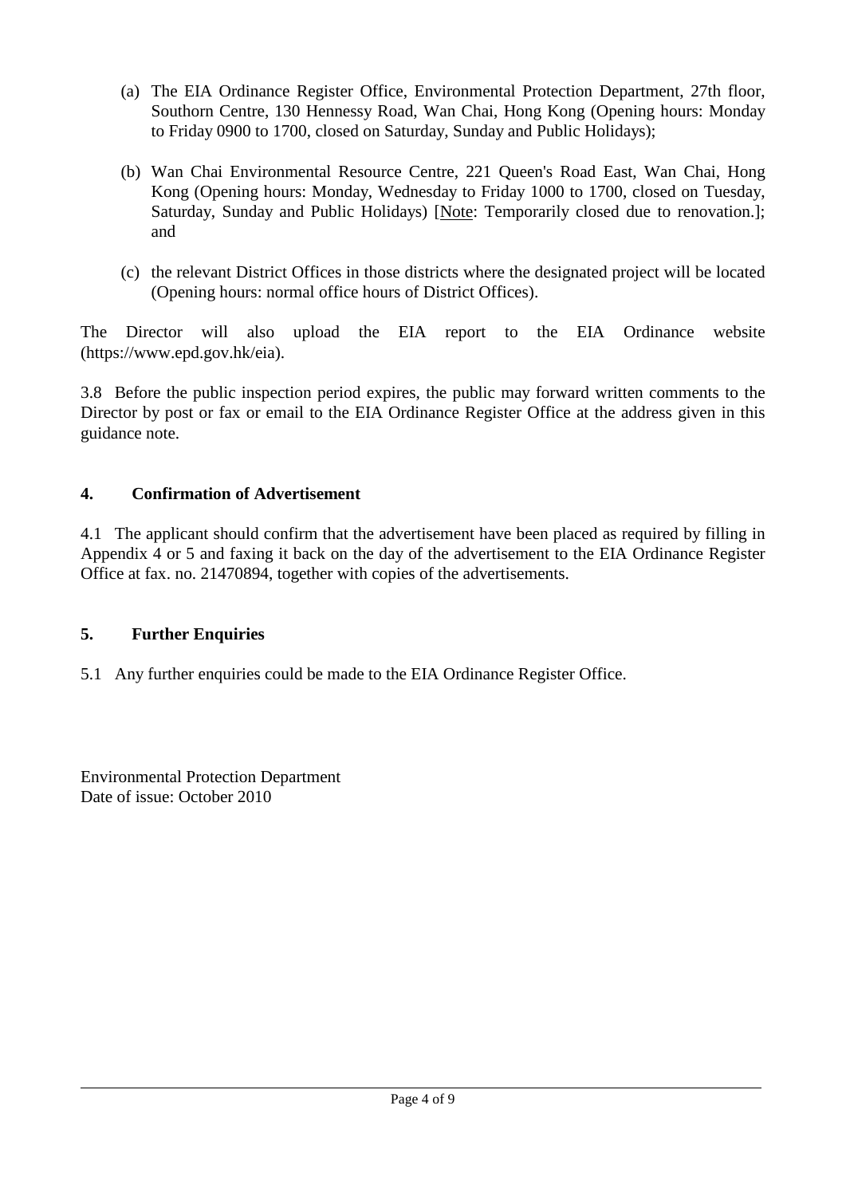(a) The EIA Ordinance Register Office, Environmental Protection Department, 27th floor, Southorn Centre, 130 Hennessy Road, Wan Chai, Hong Kong (Opening hours: Monday to Friday 0900 to 1700, closed on Saturday, Sunday and Public Holidays);

(b) Wan Chai Environmental Resource Centre, 221 Queen's Road East, Wan Chai, Hong Kong (Opening hours: Monday, Wednesday to Friday 1000 to 1700, closed on Tuesday, Saturday, Sunday and Public Holidays) [Note: Temporarily closed due to renovation.]; and

(c) the relevant District Offices in those districts where the designated project will be located (Opening hours: normal office hours of District Offices).

The Director will also upload the EIA report to the EIA Ordinance website (https://www.epd.gov.hk/eia).

3.8 Before the public inspection period expires, the public may forward written comments to the Director by post or fax or email to the EIA Ordinance Register Office at the address given in this guidance note.

## 4. Confirmation of Advertisement

4.1 The applicant should confirm that the advertisement have been placed as required by filling in Appendix 4 or 5 and faxing it back on the day of the advertisement to the EIA Ordinance Register Office at fax. no. 21470894, together with copies of the advertisements.

## 5. Further Enquiries

5.1 Any further enquiries could be made to the EIA Ordinance Register Office.

Environmental Protection Department
Date of issue: October 2010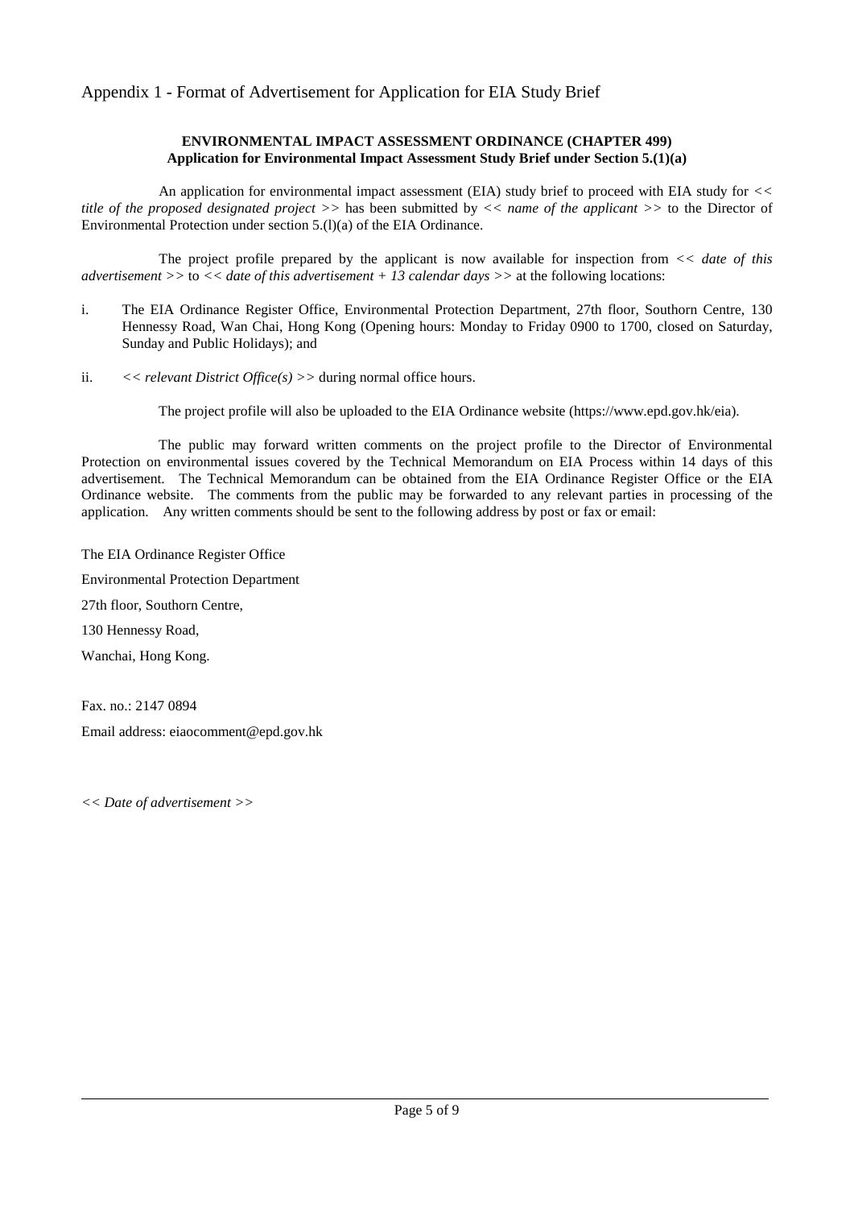# Appendix 1 - Format of Advertisement for Application for EIA Study Brief

**ENVIRONMENTAL IMPACT ASSESSMENT ORDINANCE (CHAPTER 499)**
**Application for Environmental Impact Assessment Study Brief under Section 5.(1)(a)**

An application for environmental impact assessment (EIA) study brief to proceed with EIA study for << *title of the proposed designated project* >> has been submitted by << *name of the applicant* >> to the Director of Environmental Protection under section 5.(l)(a) of the EIA Ordinance.

The project profile prepared by the applicant is now available for inspection from << *date of this advertisement* >> to << *date of this advertisement + 13 calendar days* >> at the following locations:

i. The EIA Ordinance Register Office, Environmental Protection Department, 27th floor, Southorn Centre, 130 Hennessy Road, Wan Chai, Hong Kong (Opening hours: Monday to Friday 0900 to 1700, closed on Saturday, Sunday and Public Holidays); and

ii. << *relevant District Office(s)* >> during normal office hours.

The project profile will also be uploaded to the EIA Ordinance website (https://www.epd.gov.hk/eia).

The public may forward written comments on the project profile to the Director of Environmental Protection on environmental issues covered by the Technical Memorandum on EIA Process within 14 days of this advertisement. The Technical Memorandum can be obtained from the EIA Ordinance Register Office or the EIA Ordinance website. The comments from the public may be forwarded to any relevant parties in processing of the application. Any written comments should be sent to the following address by post or fax or email:

The EIA Ordinance Register Office

Environmental Protection Department

27th floor, Southorn Centre,

130 Hennessy Road,

Wanchai, Hong Kong.

Fax. no.: 2147 0894

Email address: eiaocomment@epd.gov.hk

*<< Date of advertisement >>*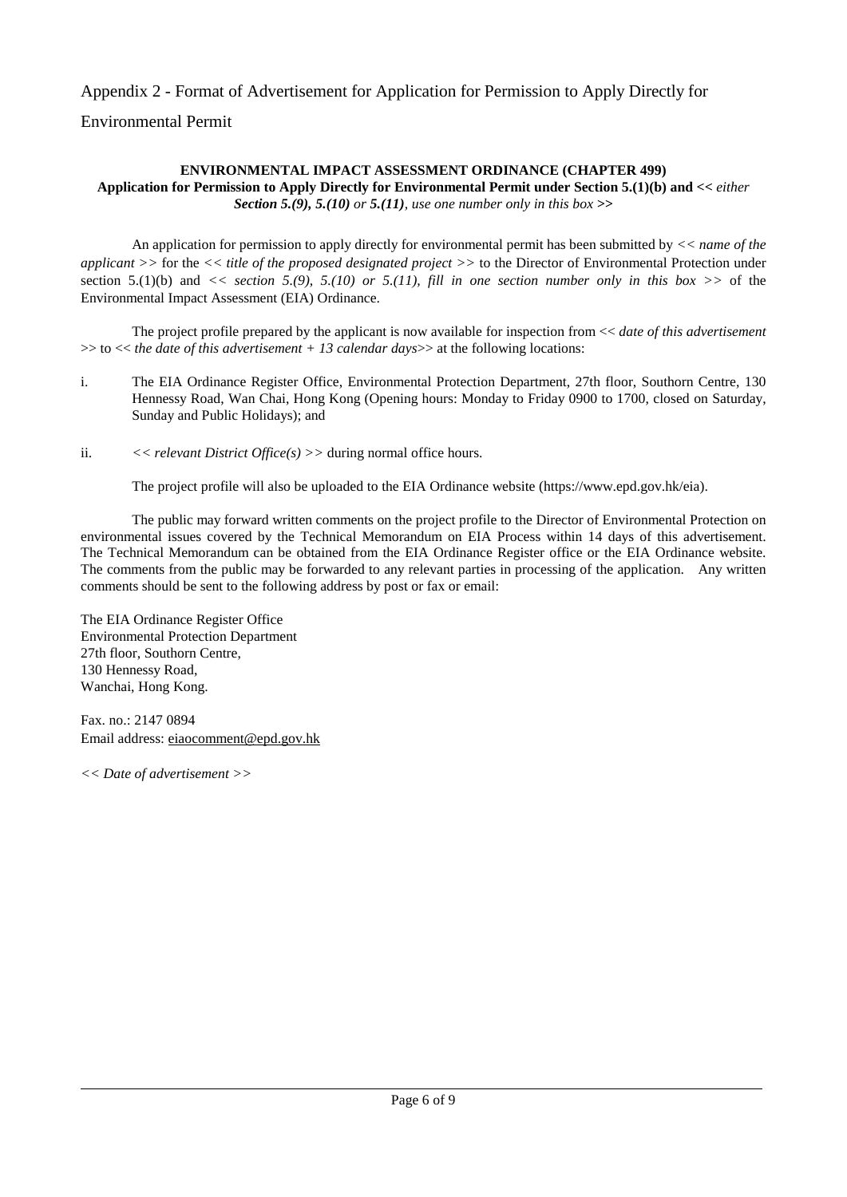Appendix 2 - Format of Advertisement for Application for Permission to Apply Directly for Environmental Permit

**ENVIRONMENTAL IMPACT ASSESSMENT ORDINANCE (CHAPTER 499)**
**Application for Permission to Apply Directly for Environmental Permit under Section 5.(1)(b) and <<** *either **Section 5.(9), 5.(10)** or **5.(11)**, use one number only in this box* **>>**

An application for permission to apply directly for environmental permit has been submitted by << *name of the applicant* >> for the << *title of the proposed designated project* >> to the Director of Environmental Protection under section 5.(1)(b) and << *section 5.(9), 5.(10) or 5.(11), fill in one section number only in this box* >> of the Environmental Impact Assessment (EIA) Ordinance.

The project profile prepared by the applicant is now available for inspection from << *date of this advertisement* >> to << *the date of this advertisement + 13 calendar days*>> at the following locations:

i. The EIA Ordinance Register Office, Environmental Protection Department, 27th floor, Southorn Centre, 130 Hennessy Road, Wan Chai, Hong Kong (Opening hours: Monday to Friday 0900 to 1700, closed on Saturday, Sunday and Public Holidays); and

ii. << *relevant District Office(s)* >> during normal office hours.

The project profile will also be uploaded to the EIA Ordinance website (https://www.epd.gov.hk/eia).

The public may forward written comments on the project profile to the Director of Environmental Protection on environmental issues covered by the Technical Memorandum on EIA Process within 14 days of this advertisement. The Technical Memorandum can be obtained from the EIA Ordinance Register office or the EIA Ordinance website. The comments from the public may be forwarded to any relevant parties in processing of the application. Any written comments should be sent to the following address by post or fax or email:

The EIA Ordinance Register Office
Environmental Protection Department
27th floor, Southorn Centre,
130 Hennessy Road,
Wanchai, Hong Kong.

Fax. no.: 2147 0894
Email address: eiaocomment@epd.gov.hk

*<< Date of advertisement >>*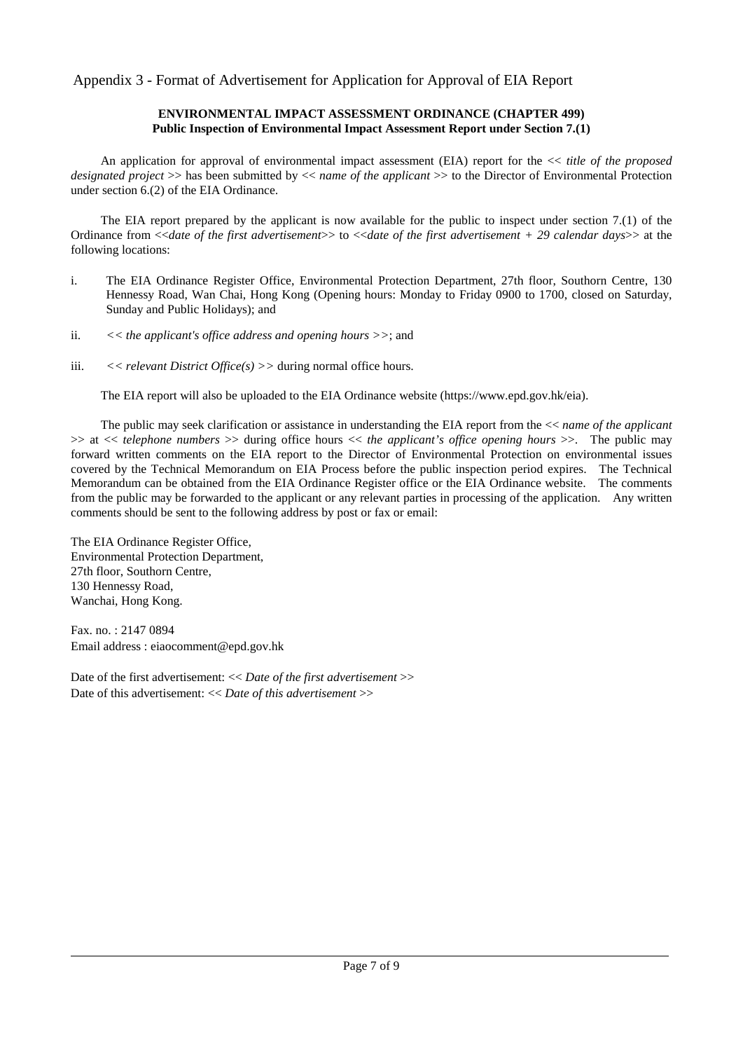# Appendix 3 - Format of Advertisement for Application for Approval of EIA Report

**ENVIRONMENTAL IMPACT ASSESSMENT ORDINANCE (CHAPTER 499)**
**Public Inspection of Environmental Impact Assessment Report under Section 7.(1)**

An application for approval of environmental impact assessment (EIA) report for the << *title of the proposed designated project* >> has been submitted by << *name of the applicant* >> to the Director of Environmental Protection under section 6.(2) of the EIA Ordinance.

The EIA report prepared by the applicant is now available for the public to inspect under section 7.(1) of the Ordinance from <<*date of the first advertisement*>> to <<*date of the first advertisement + 29 calendar days*>> at the following locations:

i. The EIA Ordinance Register Office, Environmental Protection Department, 27th floor, Southorn Centre, 130 Hennessy Road, Wan Chai, Hong Kong (Opening hours: Monday to Friday 0900 to 1700, closed on Saturday, Sunday and Public Holidays); and

ii. << *the applicant's office address and opening hours* >>; and

iii. << *relevant District Office(s)* >> during normal office hours.

The EIA report will also be uploaded to the EIA Ordinance website (https://www.epd.gov.hk/eia).

The public may seek clarification or assistance in understanding the EIA report from the << *name of the applicant* >> at << *telephone numbers* >> during office hours << *the applicant's office opening hours* >>. The public may forward written comments on the EIA report to the Director of Environmental Protection on environmental issues covered by the Technical Memorandum on EIA Process before the public inspection period expires. The Technical Memorandum can be obtained from the EIA Ordinance Register office or the EIA Ordinance website. The comments from the public may be forwarded to the applicant or any relevant parties in processing of the application. Any written comments should be sent to the following address by post or fax or email:

The EIA Ordinance Register Office,
Environmental Protection Department,
27th floor, Southorn Centre,
130 Hennessy Road,
Wanchai, Hong Kong.

Fax. no. : 2147 0894
Email address : eiaocomment@epd.gov.hk

Date of the first advertisement: << *Date of the first advertisement* >>
Date of this advertisement: << *Date of this advertisement* >>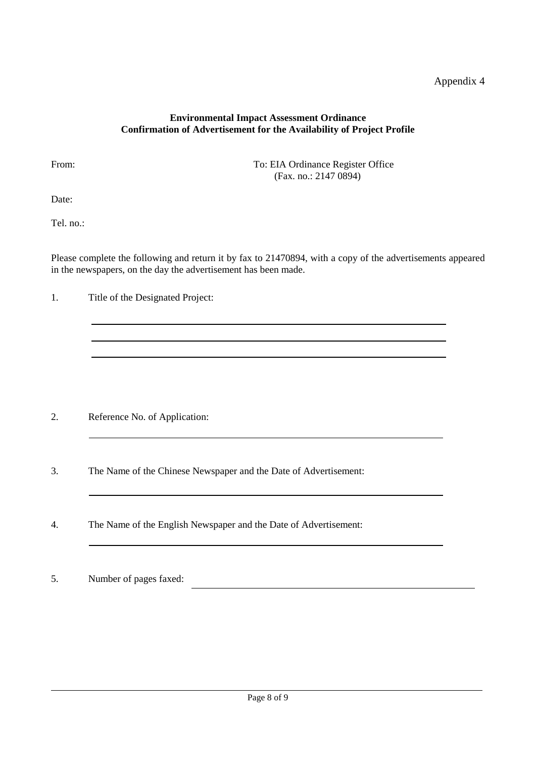Appendix 4

**Environmental Impact Assessment Ordinance**
**Confirmation of Advertisement for the Availability of Project Profile**

From:

To: EIA Ordinance Register Office
(Fax. no.: 2147 0894)

Date:

Tel. no.:

Please complete the following and return it by fax to 21470894, with a copy of the advertisements appeared in the newspapers, on the day the advertisement has been made.

1. Title of the Designated Project:

\_\_\_\_\_\_\_\_\_\_\_\_\_\_\_\_\_\_\_\_\_\_\_\_\_\_\_\_\_\_\_\_\_\_\_\_\_\_\_\_\_\_\_\_\_\_\_\_\_\_\_\_\_\_\_\_\_\_\_\_

\_\_\_\_\_\_\_\_\_\_\_\_\_\_\_\_\_\_\_\_\_\_\_\_\_\_\_\_\_\_\_\_\_\_\_\_\_\_\_\_\_\_\_\_\_\_\_\_\_\_\_\_\_\_\_\_\_\_\_\_

\_\_\_\_\_\_\_\_\_\_\_\_\_\_\_\_\_\_\_\_\_\_\_\_\_\_\_\_\_\_\_\_\_\_\_\_\_\_\_\_\_\_\_\_\_\_\_\_\_\_\_\_\_\_\_\_\_\_\_\_

2. Reference No. of Application:

\_\_\_\_\_\_\_\_\_\_\_\_\_\_\_\_\_\_\_\_\_\_\_\_\_\_\_\_\_\_\_\_\_\_\_\_\_\_\_\_\_\_\_\_\_\_\_\_\_\_\_\_\_\_\_\_\_\_\_\_

3. The Name of the Chinese Newspaper and the Date of Advertisement:

\_\_\_\_\_\_\_\_\_\_\_\_\_\_\_\_\_\_\_\_\_\_\_\_\_\_\_\_\_\_\_\_\_\_\_\_\_\_\_\_\_\_\_\_\_\_\_\_\_\_\_\_\_\_\_\_\_\_\_\_

4. The Name of the English Newspaper and the Date of Advertisement:

\_\_\_\_\_\_\_\_\_\_\_\_\_\_\_\_\_\_\_\_\_\_\_\_\_\_\_\_\_\_\_\_\_\_\_\_\_\_\_\_\_\_\_\_\_\_\_\_\_\_\_\_\_\_\_\_\_\_\_\_

5. Number of pages faxed: \_\_\_\_\_\_\_\_\_\_\_\_\_\_\_\_\_\_\_\_\_\_\_\_\_\_\_\_\_\_\_\_\_\_\_\_\_\_\_\_\_\_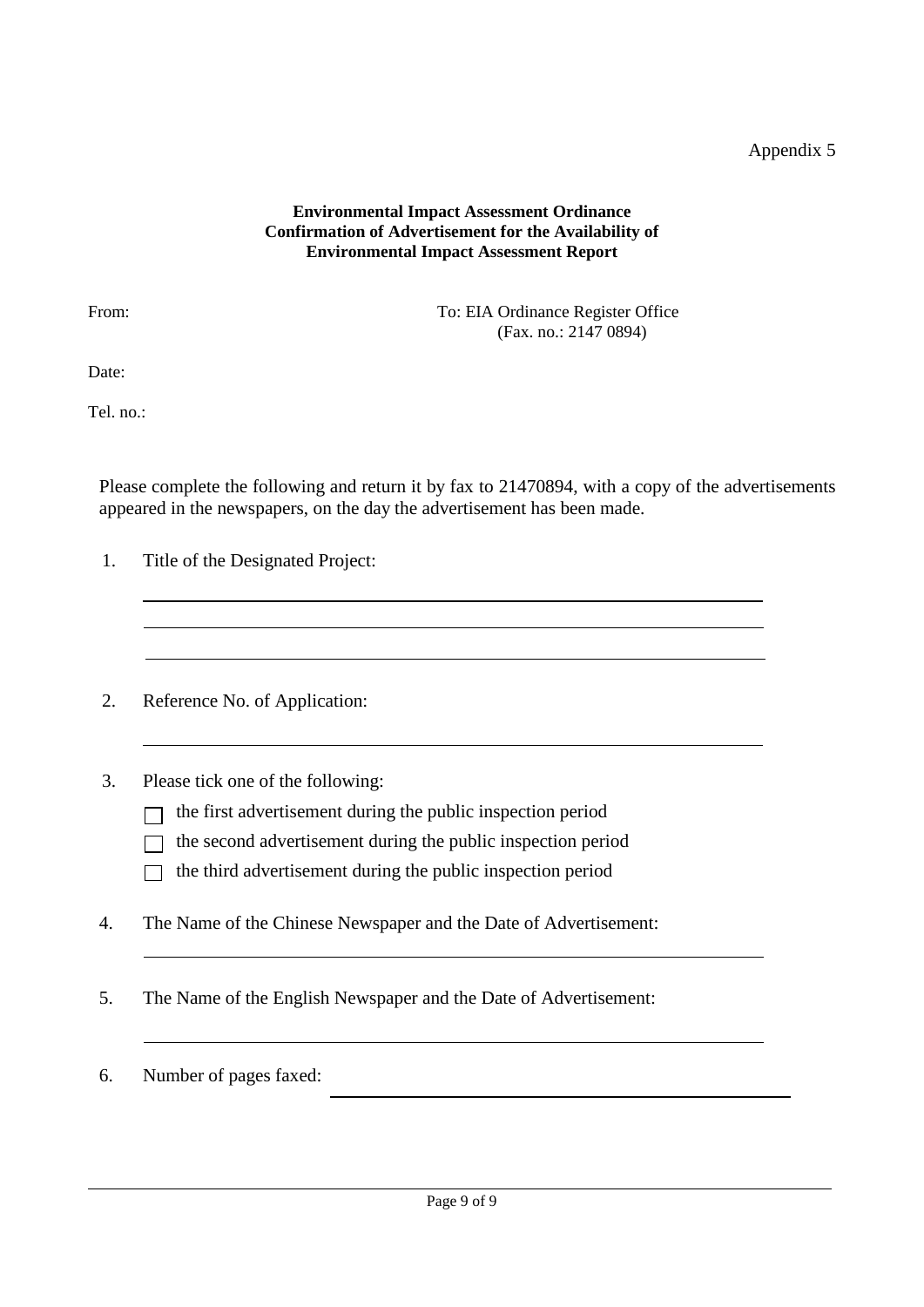Appendix 5

**Environmental Impact Assessment Ordinance**
**Confirmation of Advertisement for the Availability of**
**Environmental Impact Assessment Report**

From:

To: EIA Ordinance Register Office
(Fax. no.: 2147 0894)

Date:

Tel. no.:

Please complete the following and return it by fax to 21470894, with a copy of the advertisements appeared in the newspapers, on the day the advertisement has been made.

1. Title of the Designated Project:

   \_\_\_\_\_\_\_\_\_\_\_\_\_\_\_\_\_\_\_\_\_\_\_\_\_\_\_\_\_\_\_\_\_\_\_\_\_\_\_\_\_\_\_\_

   \_\_\_\_\_\_\_\_\_\_\_\_\_\_\_\_\_\_\_\_\_\_\_\_\_\_\_\_\_\_\_\_\_\_\_\_\_\_\_\_\_\_\_\_

   \_\_\_\_\_\_\_\_\_\_\_\_\_\_\_\_\_\_\_\_\_\_\_\_\_\_\_\_\_\_\_\_\_\_\_\_\_\_\_\_\_\_\_\_

2. Reference No. of Application:

   \_\_\_\_\_\_\_\_\_\_\_\_\_\_\_\_\_\_\_\_\_\_\_\_\_\_\_\_\_\_\_\_\_\_\_\_\_\_\_\_\_\_\_\_

3. Please tick one of the following:

   ☐ the first advertisement during the public inspection period

   ☐ the second advertisement during the public inspection period

   ☐ the third advertisement during the public inspection period

4. The Name of the Chinese Newspaper and the Date of Advertisement:

   \_\_\_\_\_\_\_\_\_\_\_\_\_\_\_\_\_\_\_\_\_\_\_\_\_\_\_\_\_\_\_\_\_\_\_\_\_\_\_\_\_\_\_\_

5. The Name of the English Newspaper and the Date of Advertisement:

   \_\_\_\_\_\_\_\_\_\_\_\_\_\_\_\_\_\_\_\_\_\_\_\_\_\_\_\_\_\_\_\_\_\_\_\_\_\_\_\_\_\_\_\_

6. Number of pages faxed: \_\_\_\_\_\_\_\_\_\_\_\_\_\_\_\_\_\_\_\_\_\_\_\_\_\_\_\_\_\_